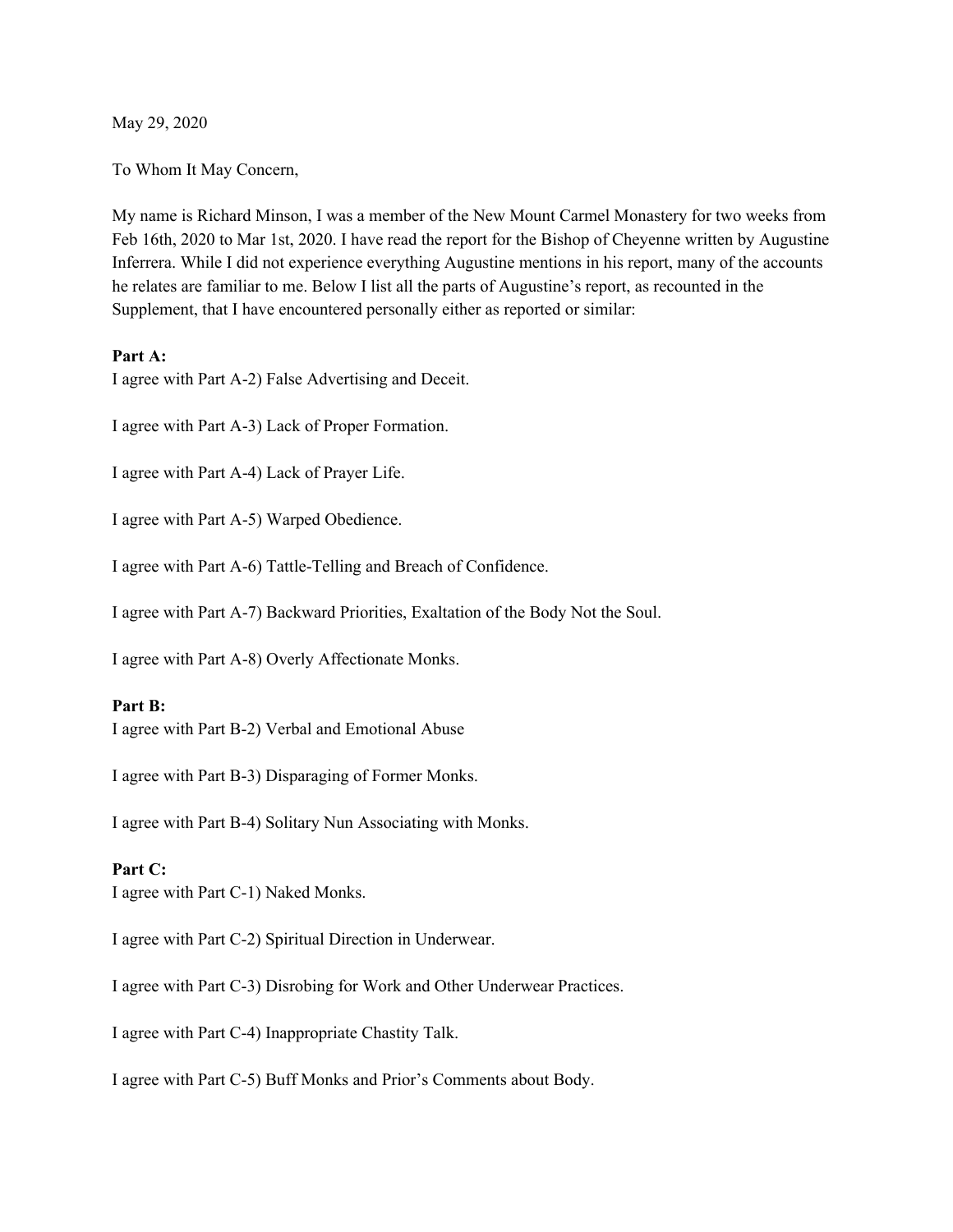May 29, 2020

To Whom It May Concern,

My name is Richard Minson, I was a member of the New Mount Carmel Monastery for two weeks from Feb 16th, 2020 to Mar 1st, 2020. I have read the report for the Bishop of Cheyenne written by Augustine Inferrera. While I did not experience everything Augustine mentions in his report, many of the accounts he relates are familiar to me. Below I list all the parts of Augustine's report, as recounted in the Supplement, that I have encountered personally either as reported or similar:

**Part A:**

I agree with Part A-2) False Advertising and Deceit.

I agree with Part A-3) Lack of Proper Formation.

I agree with Part A-4) Lack of Prayer Life.

I agree with Part A-5) Warped Obedience.

I agree with Part A-6) Tattle-Telling and Breach of Confidence.

I agree with Part A-7) Backward Priorities, Exaltation of the Body Not the Soul.

I agree with Part A-8) Overly Affectionate Monks.

**Part B:**

I agree with Part B-2) Verbal and Emotional Abuse

I agree with Part B-3) Disparaging of Former Monks.

I agree with Part B-4) Solitary Nun Associating with Monks.

**Part C:**

I agree with Part C-1) Naked Monks.

I agree with Part C-2) Spiritual Direction in Underwear.

I agree with Part C-3) Disrobing for Work and Other Underwear Practices.

I agree with Part C-4) Inappropriate Chastity Talk.

I agree with Part C-5) Buff Monks and Prior's Comments about Body.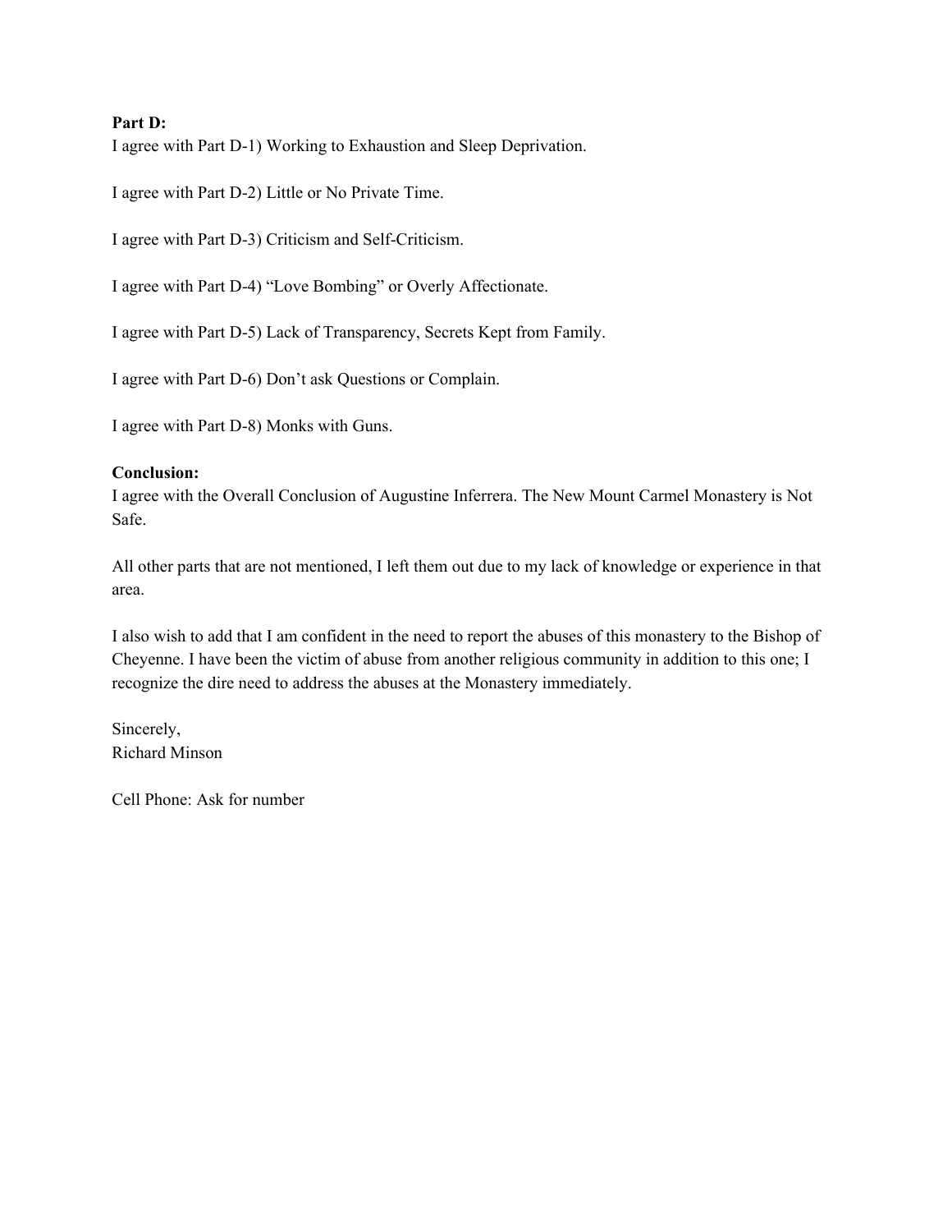**Part D:**

I agree with Part D-1) Working to Exhaustion and Sleep Deprivation.

I agree with Part D-2) Little or No Private Time.

I agree with Part D-3) Criticism and Self-Criticism.

I agree with Part D-4) "Love Bombing" or Overly Affectionate.

I agree with Part D-5) Lack of Transparency, Secrets Kept from Family.

I agree with Part D-6) Don't ask Questions or Complain.

I agree with Part D-8) Monks with Guns.

**Conclusion:**

I agree with the Overall Conclusion of Augustine Inferrera. The New Mount Carmel Monastery is Not Safe.

All other parts that are not mentioned, I left them out due to my lack of knowledge or experience in that area.

I also wish to add that I am confident in the need to report the abuses of this monastery to the Bishop of Cheyenne. I have been the victim of abuse from another religious community in addition to this one; I recognize the dire need to address the abuses at the Monastery immediately.

Sincerely,
Richard Minson

Cell Phone: Ask for number